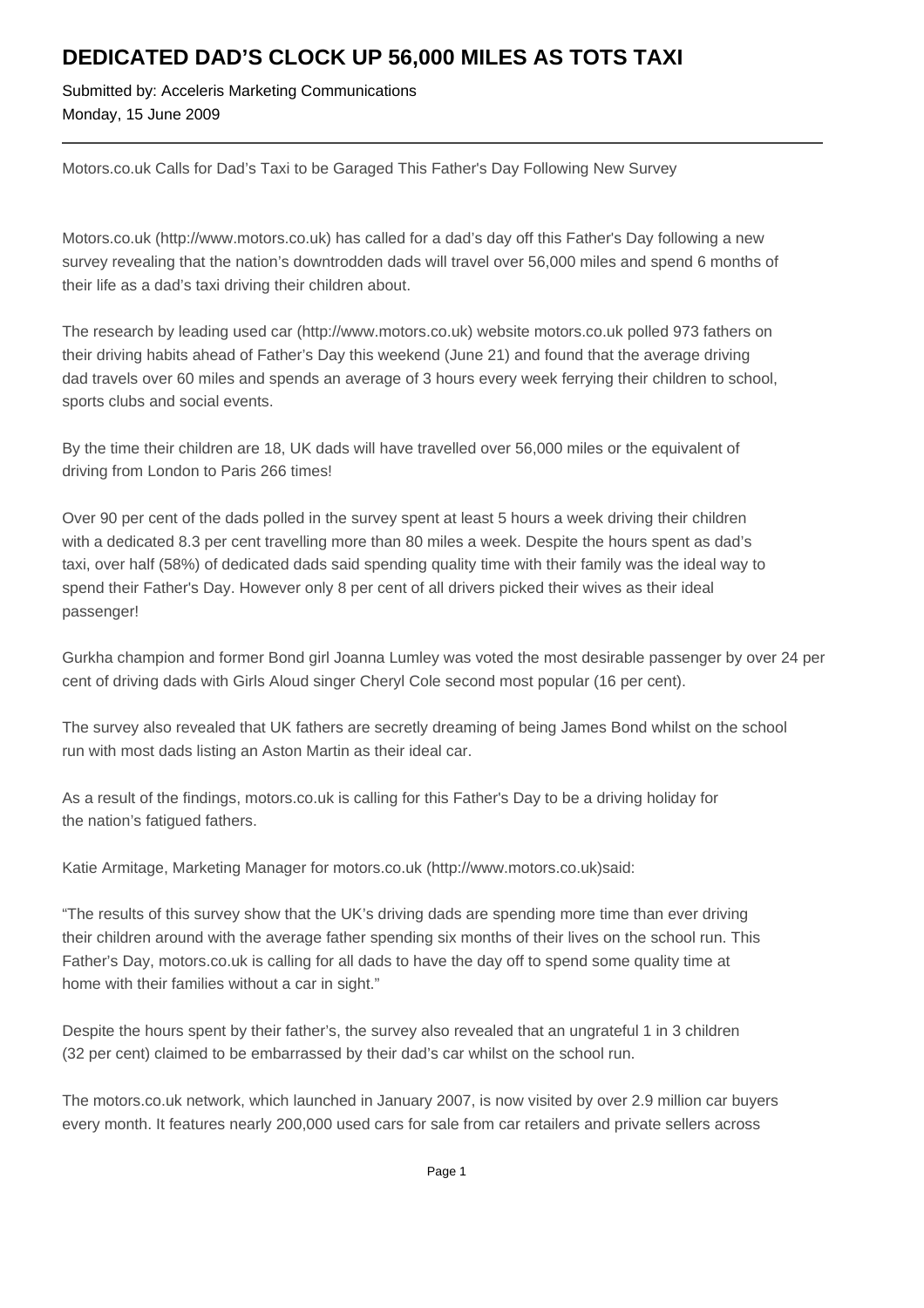# DEDICATED DAD'S CLOCK UP 56,000 MILES AS TOTS TAXI

Submitted by: Acceleris Marketing Communications
Monday, 15 June 2009

---

Motors.co.uk Calls for Dad's Taxi to be Garaged This Father's Day Following New Survey

Motors.co.uk (http://www.motors.co.uk) has called for a dad's day off this Father's Day following a new survey revealing that the nation's downtrodden dads will travel over 56,000 miles and spend 6 months of their life as a dad's taxi driving their children about.

The research by leading used car (http://www.motors.co.uk) website motors.co.uk polled 973 fathers on their driving habits ahead of Father's Day this weekend (June 21) and found that the average driving dad travels over 60 miles and spends an average of 3 hours every week ferrying their children to school, sports clubs and social events.

By the time their children are 18, UK dads will have travelled over 56,000 miles or the equivalent of driving from London to Paris 266 times!

Over 90 per cent of the dads polled in the survey spent at least 5 hours a week driving their children with a dedicated 8.3 per cent travelling more than 80 miles a week. Despite the hours spent as dad's taxi, over half (58%) of dedicated dads said spending quality time with their family was the ideal way to spend their Father's Day. However only 8 per cent of all drivers picked their wives as their ideal passenger!

Gurkha champion and former Bond girl Joanna Lumley was voted the most desirable passenger by over 24 per cent of driving dads with Girls Aloud singer Cheryl Cole second most popular (16 per cent).

The survey also revealed that UK fathers are secretly dreaming of being James Bond whilst on the school run with most dads listing an Aston Martin as their ideal car.

As a result of the findings, motors.co.uk is calling for this Father's Day to be a driving holiday for the nation's fatigued fathers.

Katie Armitage, Marketing Manager for motors.co.uk (http://www.motors.co.uk)said:

"The results of this survey show that the UK's driving dads are spending more time than ever driving their children around with the average father spending six months of their lives on the school run. This Father's Day, motors.co.uk is calling for all dads to have the day off to spend some quality time at home with their families without a car in sight."

Despite the hours spent by their father's, the survey also revealed that an ungrateful 1 in 3 children (32 per cent) claimed to be embarrassed by their dad's car whilst on the school run.

The motors.co.uk network, which launched in January 2007, is now visited by over 2.9 million car buyers every month. It features nearly 200,000 used cars for sale from car retailers and private sellers across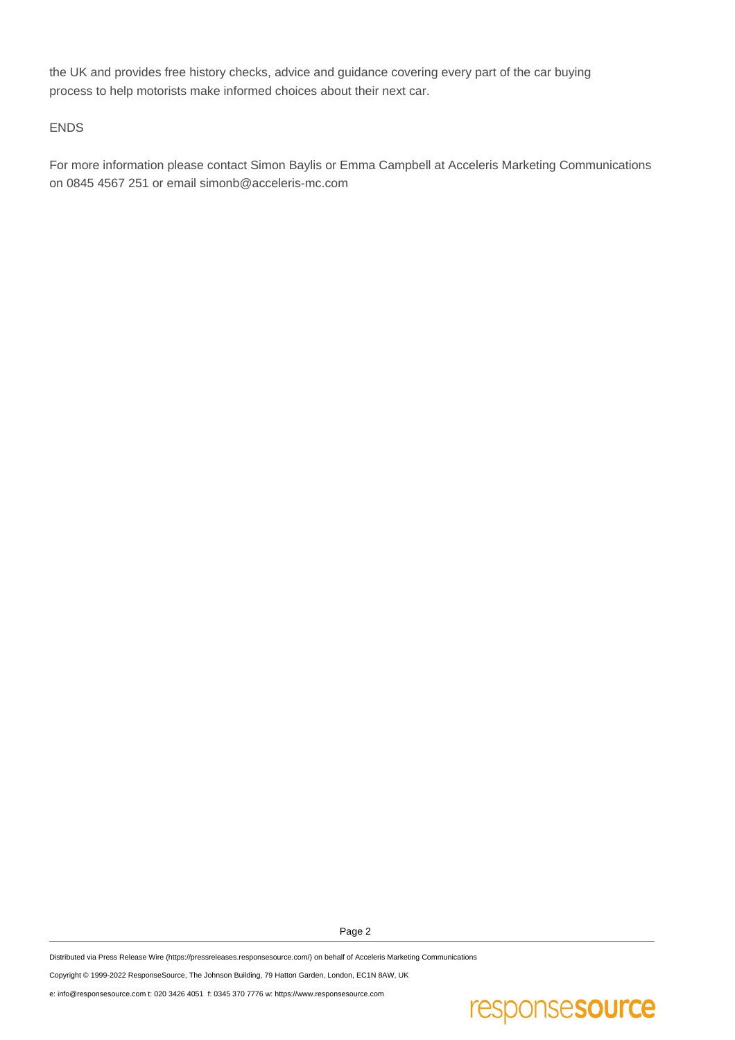the UK and provides free history checks, advice and guidance covering every part of the car buying process to help motorists make informed choices about their next car.

ENDS

For more information please contact Simon Baylis or Emma Campbell at Acceleris Marketing Communications on 0845 4567 251 or email simonb@acceleris-mc.com